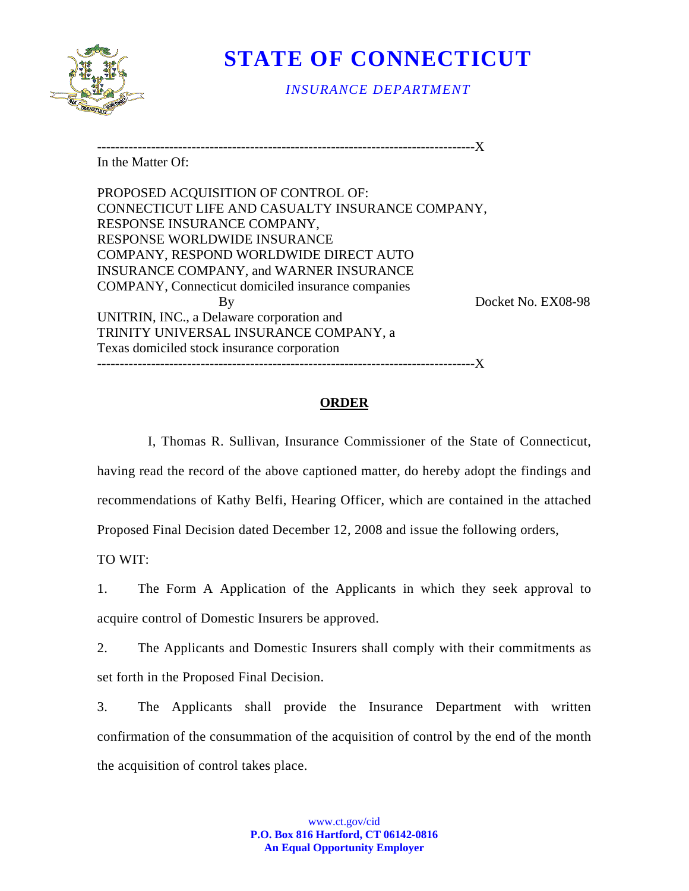# STATE OF CONNECTICUT

*INSURANCE DEPARTMENT*

---

In the Matter Of:

PROPOSED ACQUISITION OF CONTROL OF:
CONNECTICUT LIFE AND CASUALTY INSURANCE COMPANY,
RESPONSE INSURANCE COMPANY,
RESPONSE WORLDWIDE INSURANCE
COMPANY, RESPOND WORLDWIDE DIRECT AUTO
INSURANCE COMPANY, and WARNER INSURANCE
COMPANY, Connecticut domiciled insurance companies

By

Docket No. EX08-98

UNITRIN, INC., a Delaware corporation and
TRINITY UNIVERSAL INSURANCE COMPANY, a
Texas domiciled stock insurance corporation

---

## ORDER

I, Thomas R. Sullivan, Insurance Commissioner of the State of Connecticut, having read the record of the above captioned matter, do hereby adopt the findings and recommendations of Kathy Belfi, Hearing Officer, which are contained in the attached Proposed Final Decision dated December 12, 2008 and issue the following orders,

TO WIT:

1. The Form A Application of the Applicants in which they seek approval to acquire control of Domestic Insurers be approved.

2. The Applicants and Domestic Insurers shall comply with their commitments as set forth in the Proposed Final Decision.

3. The Applicants shall provide the Insurance Department with written confirmation of the consummation of the acquisition of control by the end of the month the acquisition of control takes place.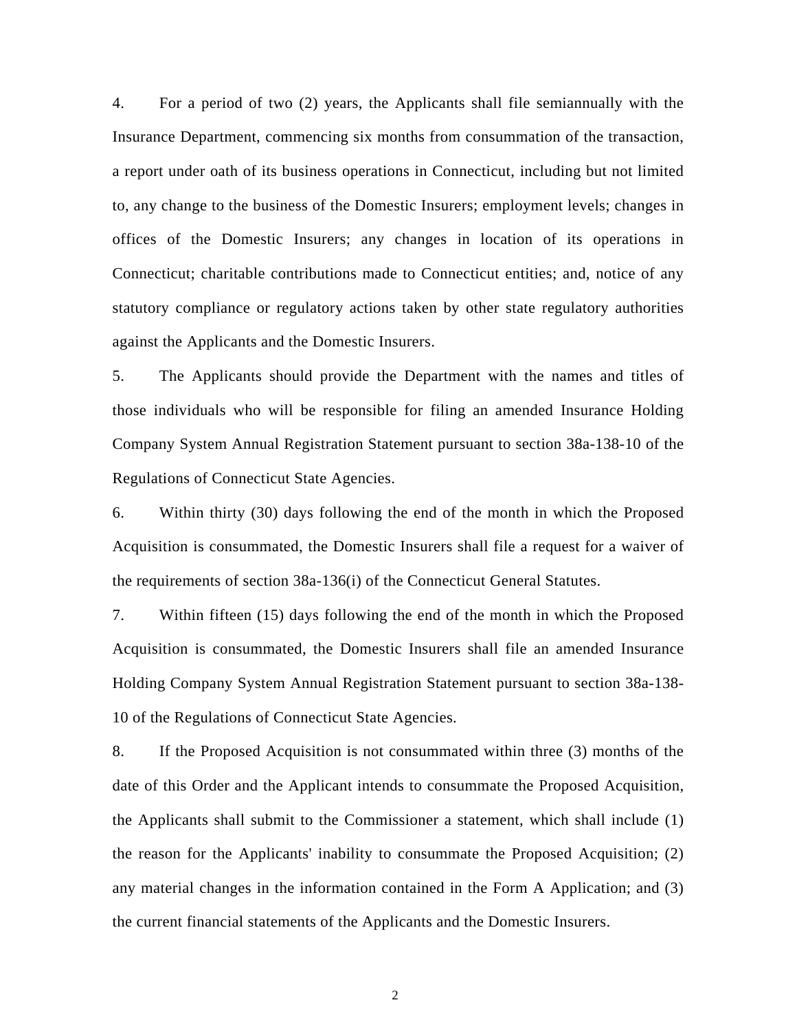4. For a period of two (2) years, the Applicants shall file semiannually with the Insurance Department, commencing six months from consummation of the transaction, a report under oath of its business operations in Connecticut, including but not limited to, any change to the business of the Domestic Insurers; employment levels; changes in offices of the Domestic Insurers; any changes in location of its operations in Connecticut; charitable contributions made to Connecticut entities; and, notice of any statutory compliance or regulatory actions taken by other state regulatory authorities against the Applicants and the Domestic Insurers.

5. The Applicants should provide the Department with the names and titles of those individuals who will be responsible for filing an amended Insurance Holding Company System Annual Registration Statement pursuant to section 38a-138-10 of the Regulations of Connecticut State Agencies.

6. Within thirty (30) days following the end of the month in which the Proposed Acquisition is consummated, the Domestic Insurers shall file a request for a waiver of the requirements of section 38a-136(i) of the Connecticut General Statutes.

7. Within fifteen (15) days following the end of the month in which the Proposed Acquisition is consummated, the Domestic Insurers shall file an amended Insurance Holding Company System Annual Registration Statement pursuant to section 38a-138-10 of the Regulations of Connecticut State Agencies.

8. If the Proposed Acquisition is not consummated within three (3) months of the date of this Order and the Applicant intends to consummate the Proposed Acquisition, the Applicants shall submit to the Commissioner a statement, which shall include (1) the reason for the Applicants' inability to consummate the Proposed Acquisition; (2) any material changes in the information contained in the Form A Application; and (3) the current financial statements of the Applicants and the Domestic Insurers.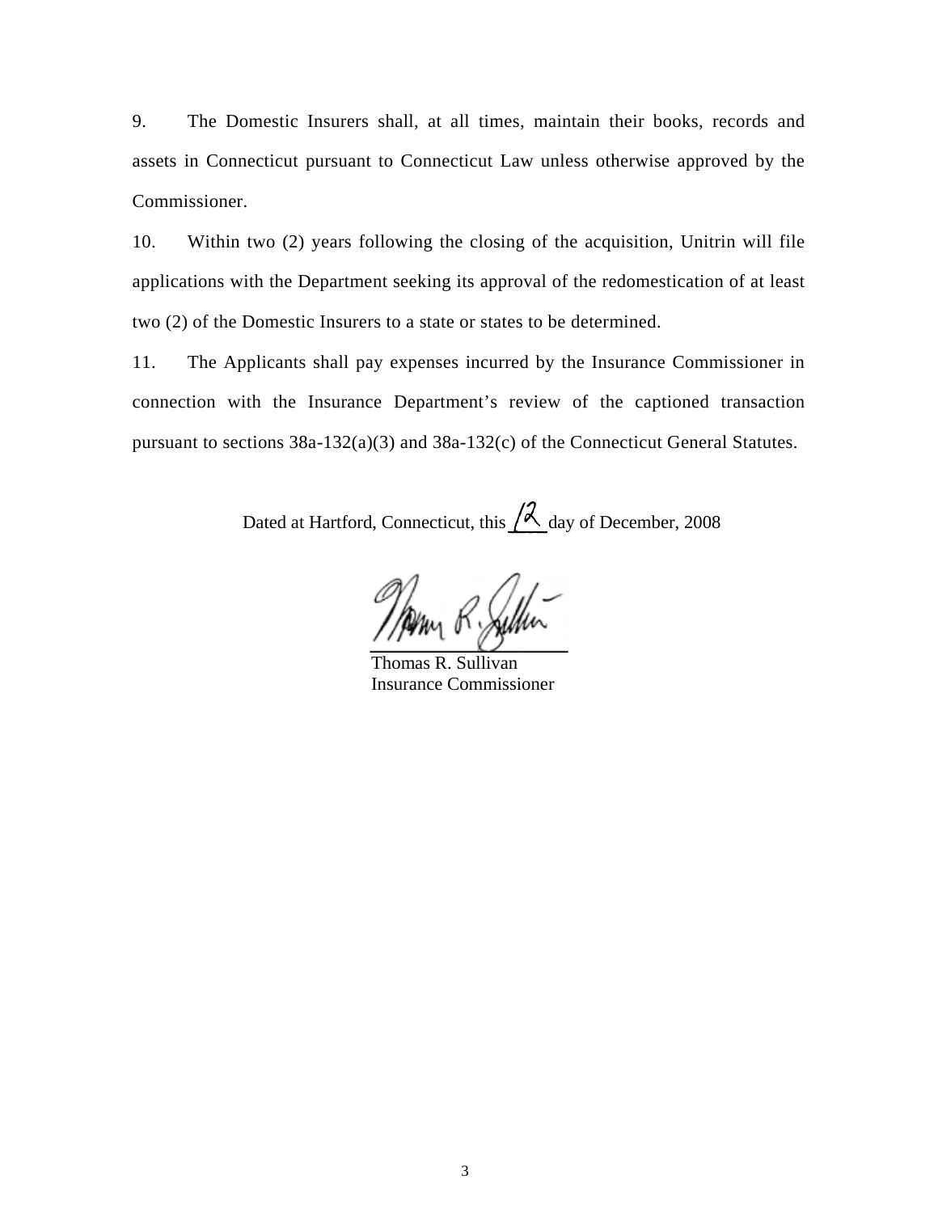9. The Domestic Insurers shall, at all times, maintain their books, records and assets in Connecticut pursuant to Connecticut Law unless otherwise approved by the Commissioner.

10. Within two (2) years following the closing of the acquisition, Unitrin will file applications with the Department seeking its approval of the redomestication of at least two (2) of the Domestic Insurers to a state or states to be determined.

11. The Applicants shall pay expenses incurred by the Insurance Commissioner in connection with the Insurance Department's review of the captioned transaction pursuant to sections 38a-132(a)(3) and 38a-132(c) of the Connecticut General Statutes.

Dated at Hartford, Connecticut, this 12 day of December, 2008

Thomas R. Sullivan
Insurance Commissioner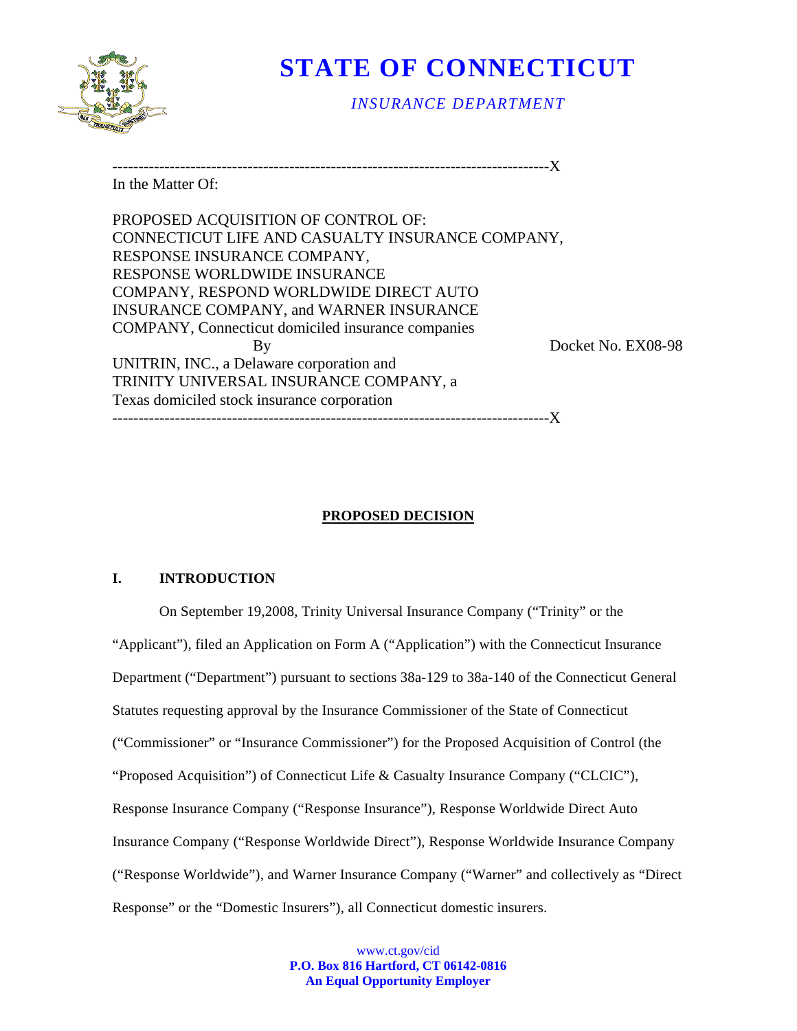# STATE OF CONNECTICUT

*INSURANCE DEPARTMENT*

---------------------------------------------------------------------------------X

In the Matter Of:

PROPOSED ACQUISITION OF CONTROL OF:
CONNECTICUT LIFE AND CASUALTY INSURANCE COMPANY,
RESPONSE INSURANCE COMPANY,
RESPONSE WORLDWIDE INSURANCE
COMPANY, RESPOND WORLDWIDE DIRECT AUTO
INSURANCE COMPANY, and WARNER INSURANCE
COMPANY, Connecticut domiciled insurance companies

By

UNITRIN, INC., a Delaware corporation and
TRINITY UNIVERSAL INSURANCE COMPANY, a
Texas domiciled stock insurance corporation

Docket No. EX08-98

---------------------------------------------------------------------------------X

**PROPOSED DECISION**

## I. INTRODUCTION

On September 19,2008, Trinity Universal Insurance Company ("Trinity" or the "Applicant"), filed an Application on Form A ("Application") with the Connecticut Insurance Department ("Department") pursuant to sections 38a-129 to 38a-140 of the Connecticut General Statutes requesting approval by the Insurance Commissioner of the State of Connecticut ("Commissioner" or "Insurance Commissioner") for the Proposed Acquisition of Control (the "Proposed Acquisition") of Connecticut Life & Casualty Insurance Company ("CLCIC"), Response Insurance Company ("Response Insurance"), Response Worldwide Direct Auto Insurance Company ("Response Worldwide Direct"), Response Worldwide Insurance Company ("Response Worldwide"), and Warner Insurance Company ("Warner" and collectively as "Direct Response" or the "Domestic Insurers"), all Connecticut domestic insurers.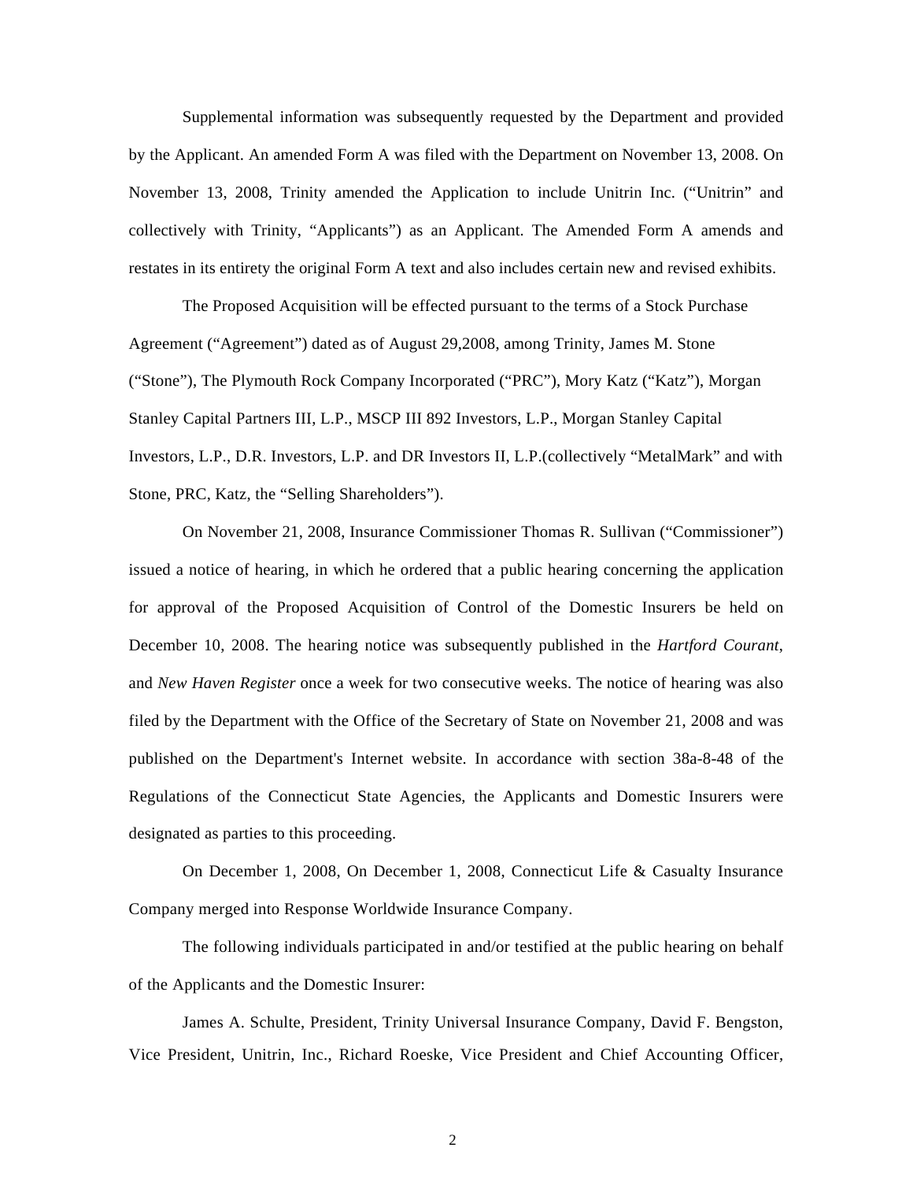Supplemental information was subsequently requested by the Department and provided by the Applicant. An amended Form A was filed with the Department on November 13, 2008. On November 13, 2008, Trinity amended the Application to include Unitrin Inc. ("Unitrin" and collectively with Trinity, "Applicants") as an Applicant. The Amended Form A amends and restates in its entirety the original Form A text and also includes certain new and revised exhibits.

The Proposed Acquisition will be effected pursuant to the terms of a Stock Purchase Agreement ("Agreement") dated as of August 29,2008, among Trinity, James M. Stone ("Stone"), The Plymouth Rock Company Incorporated ("PRC"), Mory Katz ("Katz"), Morgan Stanley Capital Partners III, L.P., MSCP III 892 Investors, L.P., Morgan Stanley Capital Investors, L.P., D.R. Investors, L.P. and DR Investors II, L.P.(collectively "MetalMark" and with Stone, PRC, Katz, the "Selling Shareholders").

On November 21, 2008, Insurance Commissioner Thomas R. Sullivan ("Commissioner") issued a notice of hearing, in which he ordered that a public hearing concerning the application for approval of the Proposed Acquisition of Control of the Domestic Insurers be held on December 10, 2008. The hearing notice was subsequently published in the *Hartford Courant*, and *New Haven Register* once a week for two consecutive weeks. The notice of hearing was also filed by the Department with the Office of the Secretary of State on November 21, 2008 and was published on the Department's Internet website. In accordance with section 38a-8-48 of the Regulations of the Connecticut State Agencies, the Applicants and Domestic Insurers were designated as parties to this proceeding.

On December 1, 2008, On December 1, 2008, Connecticut Life & Casualty Insurance Company merged into Response Worldwide Insurance Company.

The following individuals participated in and/or testified at the public hearing on behalf of the Applicants and the Domestic Insurer:

James A. Schulte, President, Trinity Universal Insurance Company, David F. Bengston, Vice President, Unitrin, Inc., Richard Roeske, Vice President and Chief Accounting Officer,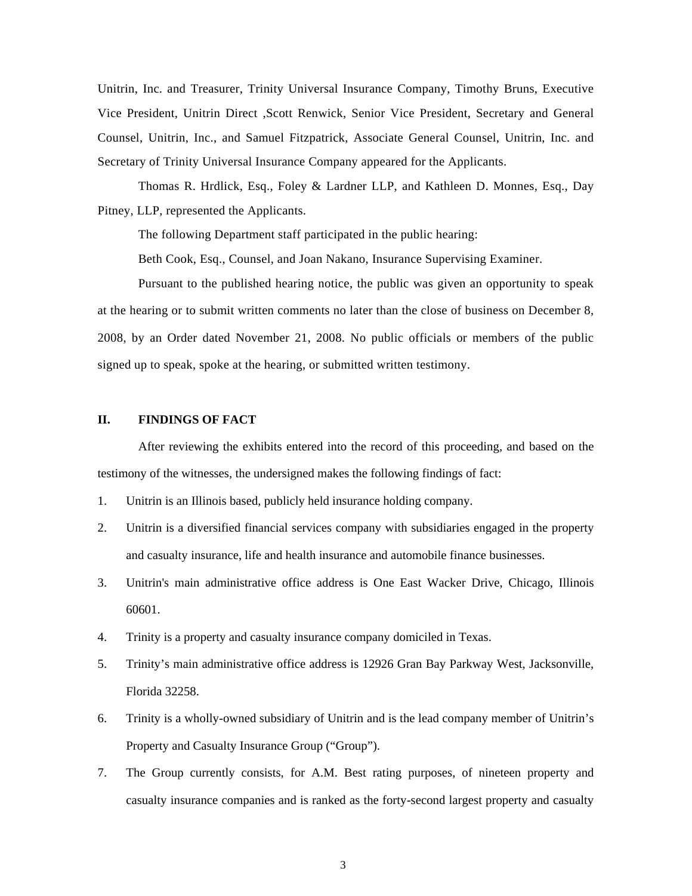Unitrin, Inc. and Treasurer, Trinity Universal Insurance Company, Timothy Bruns, Executive Vice President, Unitrin Direct ,Scott Renwick, Senior Vice President, Secretary and General Counsel, Unitrin, Inc., and Samuel Fitzpatrick, Associate General Counsel, Unitrin, Inc. and Secretary of Trinity Universal Insurance Company appeared for the Applicants.

Thomas R. Hrdlick, Esq., Foley & Lardner LLP, and Kathleen D. Monnes, Esq., Day Pitney, LLP, represented the Applicants.

The following Department staff participated in the public hearing:

Beth Cook, Esq., Counsel, and Joan Nakano, Insurance Supervising Examiner.

Pursuant to the published hearing notice, the public was given an opportunity to speak at the hearing or to submit written comments no later than the close of business on December 8, 2008, by an Order dated November 21, 2008. No public officials or members of the public signed up to speak, spoke at the hearing, or submitted written testimony.

## II. FINDINGS OF FACT

After reviewing the exhibits entered into the record of this proceeding, and based on the testimony of the witnesses, the undersigned makes the following findings of fact:

1. Unitrin is an Illinois based, publicly held insurance holding company.
2. Unitrin is a diversified financial services company with subsidiaries engaged in the property and casualty insurance, life and health insurance and automobile finance businesses.
3. Unitrin's main administrative office address is One East Wacker Drive, Chicago, Illinois 60601.
4. Trinity is a property and casualty insurance company domiciled in Texas.
5. Trinity's main administrative office address is 12926 Gran Bay Parkway West, Jacksonville, Florida 32258.
6. Trinity is a wholly-owned subsidiary of Unitrin and is the lead company member of Unitrin's Property and Casualty Insurance Group ("Group").
7. The Group currently consists, for A.M. Best rating purposes, of nineteen property and casualty insurance companies and is ranked as the forty-second largest property and casualty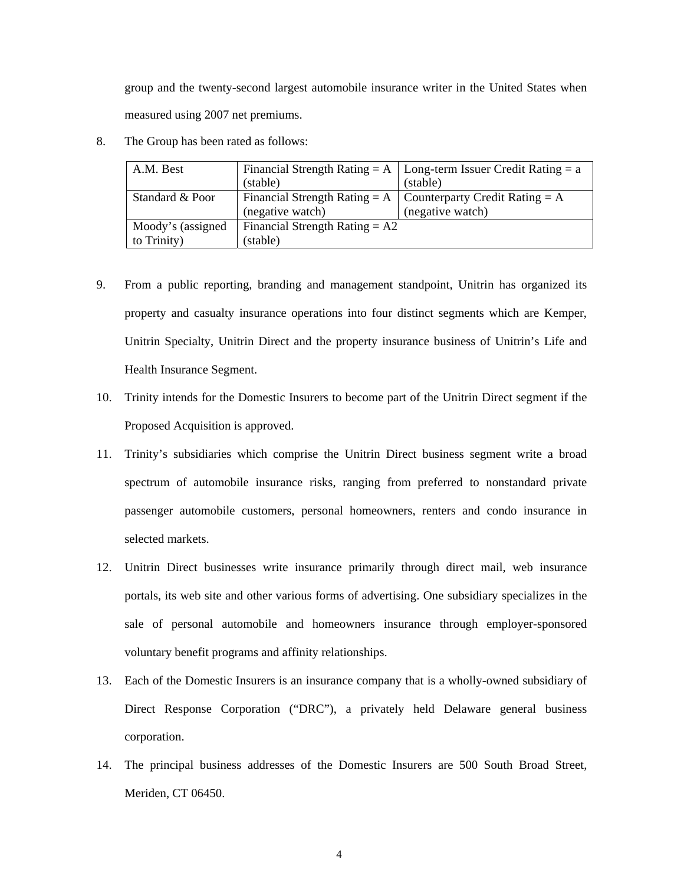group and the twenty-second largest automobile insurance writer in the United States when measured using 2007 net premiums.

8. The Group has been rated as follows:

| A.M. Best | Financial Strength Rating = A (stable) | Long-term Issuer Credit Rating = a (stable) |
|---|---|---|
| Standard & Poor | Financial Strength Rating = A (negative watch) | Counterparty Credit Rating = A (negative watch) |
| Moody's (assigned to Trinity) | Financial Strength Rating = A2 (stable) | |

9. From a public reporting, branding and management standpoint, Unitrin has organized its property and casualty insurance operations into four distinct segments which are Kemper, Unitrin Specialty, Unitrin Direct and the property insurance business of Unitrin's Life and Health Insurance Segment.

10. Trinity intends for the Domestic Insurers to become part of the Unitrin Direct segment if the Proposed Acquisition is approved.

11. Trinity's subsidiaries which comprise the Unitrin Direct business segment write a broad spectrum of automobile insurance risks, ranging from preferred to nonstandard private passenger automobile customers, personal homeowners, renters and condo insurance in selected markets.

12. Unitrin Direct businesses write insurance primarily through direct mail, web insurance portals, its web site and other various forms of advertising. One subsidiary specializes in the sale of personal automobile and homeowners insurance through employer-sponsored voluntary benefit programs and affinity relationships.

13. Each of the Domestic Insurers is an insurance company that is a wholly-owned subsidiary of Direct Response Corporation ("DRC"), a privately held Delaware general business corporation.

14. The principal business addresses of the Domestic Insurers are 500 South Broad Street, Meriden, CT 06450.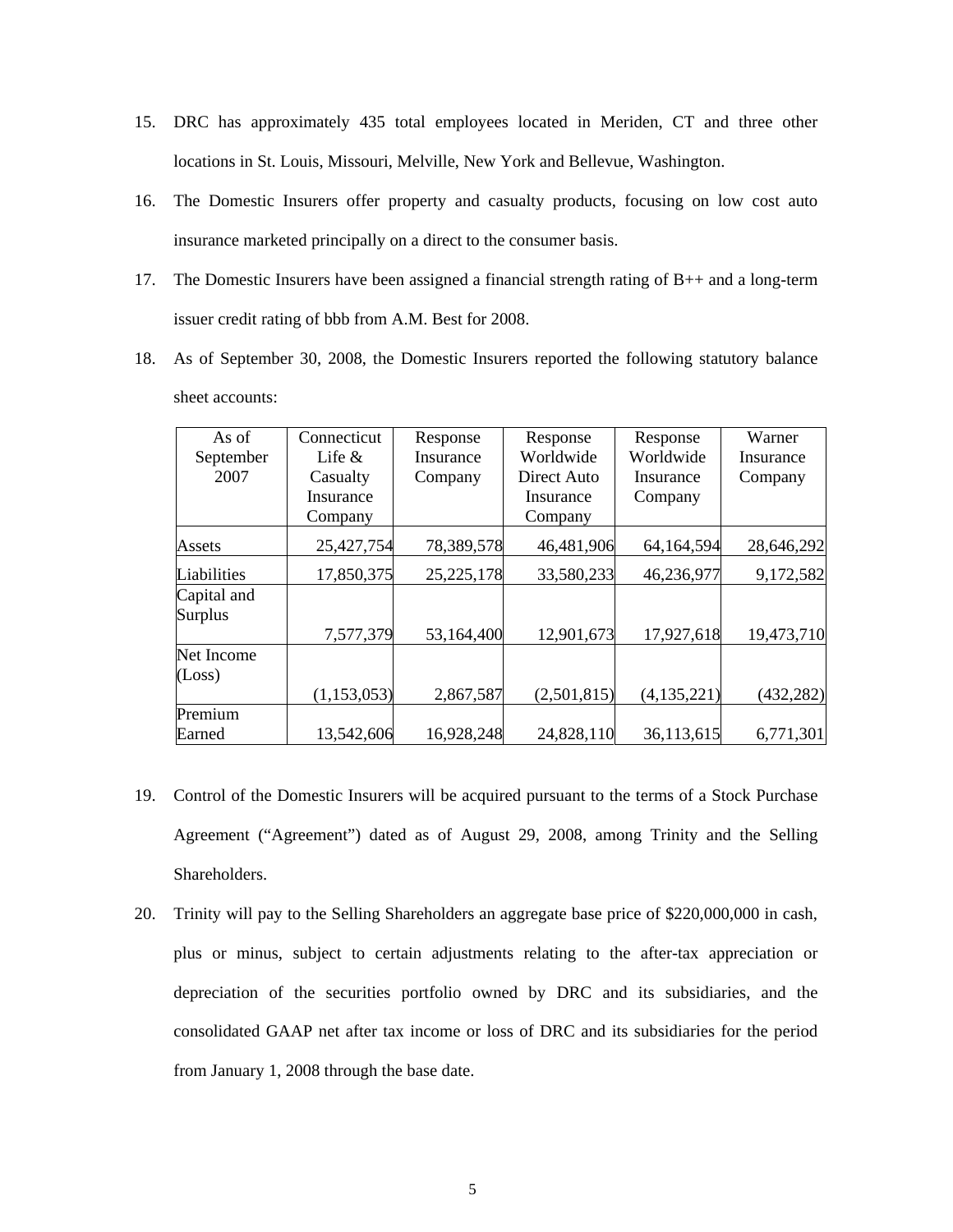15. DRC has approximately 435 total employees located in Meriden, CT and three other locations in St. Louis, Missouri, Melville, New York and Bellevue, Washington.

16. The Domestic Insurers offer property and casualty products, focusing on low cost auto insurance marketed principally on a direct to the consumer basis.

17. The Domestic Insurers have been assigned a financial strength rating of B++ and a long-term issuer credit rating of bbb from A.M. Best for 2008.

18. As of September 30, 2008, the Domestic Insurers reported the following statutory balance sheet accounts:

| As of September 2007 | Connecticut Life & Casualty Insurance Company | Response Insurance Company | Response Worldwide Direct Auto Insurance Company | Response Worldwide Insurance Company | Warner Insurance Company |
|---|---|---|---|---|---|
| Assets | 25,427,754 | 78,389,578 | 46,481,906 | 64,164,594 | 28,646,292 |
| Liabilities | 17,850,375 | 25,225,178 | 33,580,233 | 46,236,977 | 9,172,582 |
| Capital and Surplus | 7,577,379 | 53,164,400 | 12,901,673 | 17,927,618 | 19,473,710 |
| Net Income (Loss) | (1,153,053) | 2,867,587 | (2,501,815) | (4,135,221) | (432,282) |
| Premium Earned | 13,542,606 | 16,928,248 | 24,828,110 | 36,113,615 | 6,771,301 |

19. Control of the Domestic Insurers will be acquired pursuant to the terms of a Stock Purchase Agreement ("Agreement") dated as of August 29, 2008, among Trinity and the Selling Shareholders.

20. Trinity will pay to the Selling Shareholders an aggregate base price of $220,000,000 in cash, plus or minus, subject to certain adjustments relating to the after-tax appreciation or depreciation of the securities portfolio owned by DRC and its subsidiaries, and the consolidated GAAP net after tax income or loss of DRC and its subsidiaries for the period from January 1, 2008 through the base date.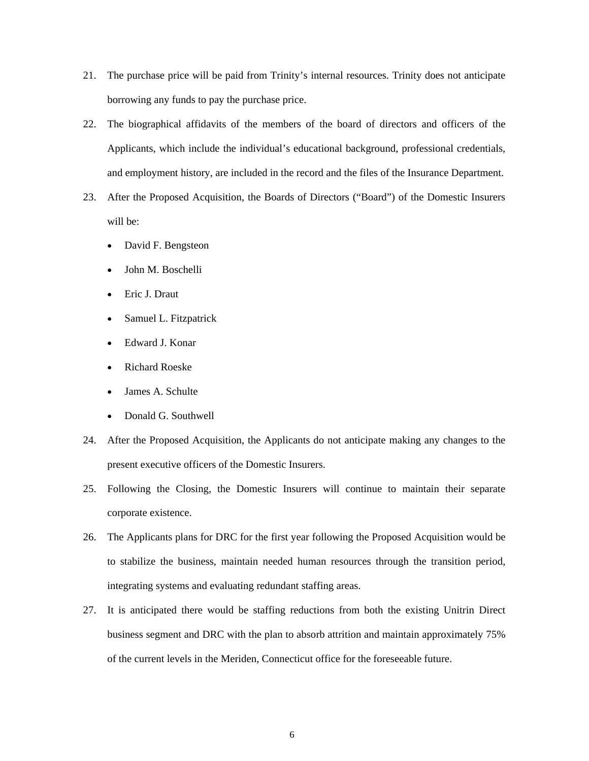21. The purchase price will be paid from Trinity's internal resources. Trinity does not anticipate borrowing any funds to pay the purchase price.

22. The biographical affidavits of the members of the board of directors and officers of the Applicants, which include the individual's educational background, professional credentials, and employment history, are included in the record and the files of the Insurance Department.

23. After the Proposed Acquisition, the Boards of Directors ("Board") of the Domestic Insurers will be:

    - David F. Bengsteon
    - John M. Boschelli
    - Eric J. Draut
    - Samuel L. Fitzpatrick
    - Edward J. Konar
    - Richard Roeske
    - James A. Schulte
    - Donald G. Southwell

24. After the Proposed Acquisition, the Applicants do not anticipate making any changes to the present executive officers of the Domestic Insurers.

25. Following the Closing, the Domestic Insurers will continue to maintain their separate corporate existence.

26. The Applicants plans for DRC for the first year following the Proposed Acquisition would be to stabilize the business, maintain needed human resources through the transition period, integrating systems and evaluating redundant staffing areas.

27. It is anticipated there would be staffing reductions from both the existing Unitrin Direct business segment and DRC with the plan to absorb attrition and maintain approximately 75% of the current levels in the Meriden, Connecticut office for the foreseeable future.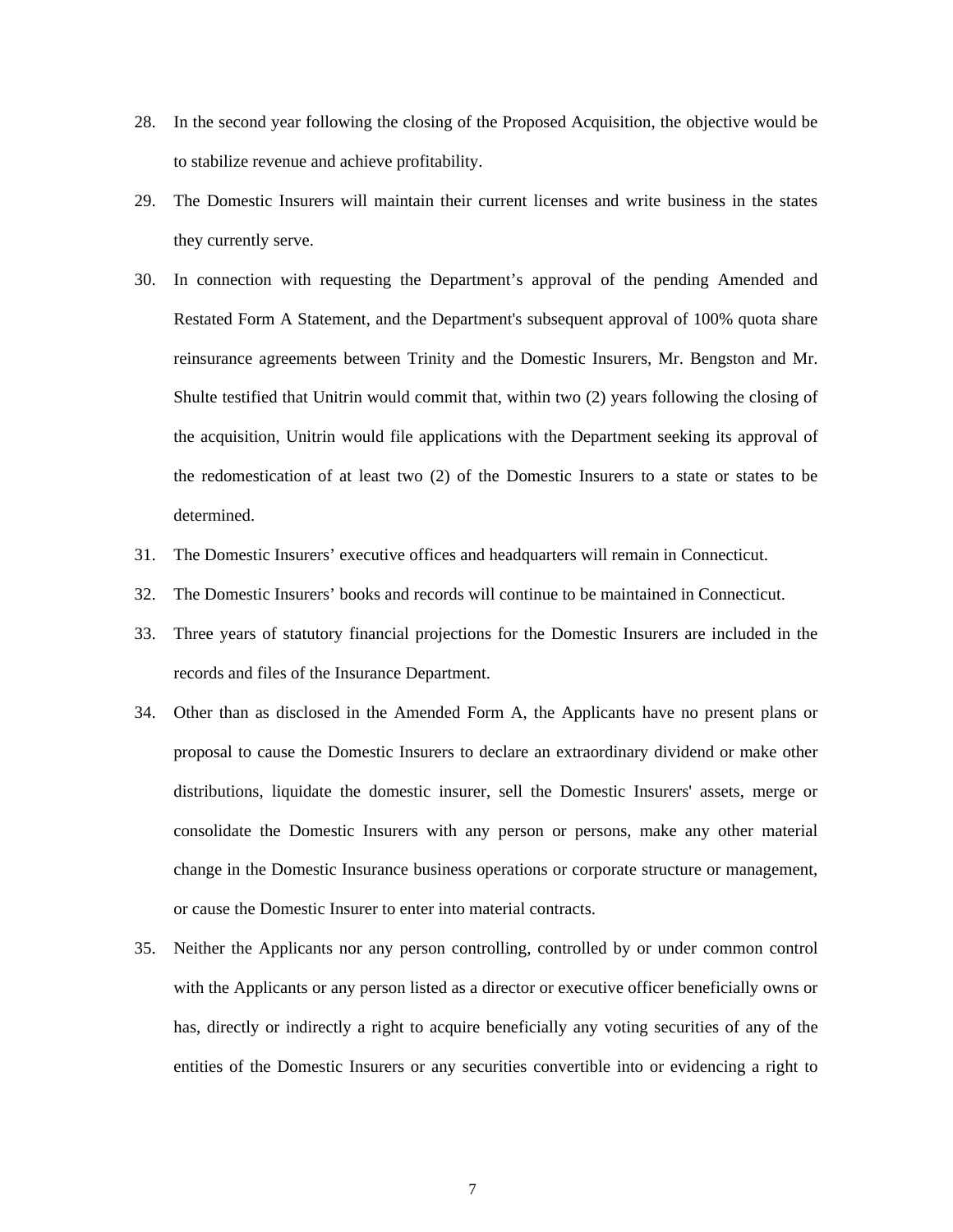28. In the second year following the closing of the Proposed Acquisition, the objective would be to stabilize revenue and achieve profitability.

29. The Domestic Insurers will maintain their current licenses and write business in the states they currently serve.

30. In connection with requesting the Department's approval of the pending Amended and Restated Form A Statement, and the Department's subsequent approval of 100% quota share reinsurance agreements between Trinity and the Domestic Insurers, Mr. Bengston and Mr. Shulte testified that Unitrin would commit that, within two (2) years following the closing of the acquisition, Unitrin would file applications with the Department seeking its approval of the redomestication of at least two (2) of the Domestic Insurers to a state or states to be determined.

31. The Domestic Insurers' executive offices and headquarters will remain in Connecticut.

32. The Domestic Insurers' books and records will continue to be maintained in Connecticut.

33. Three years of statutory financial projections for the Domestic Insurers are included in the records and files of the Insurance Department.

34. Other than as disclosed in the Amended Form A, the Applicants have no present plans or proposal to cause the Domestic Insurers to declare an extraordinary dividend or make other distributions, liquidate the domestic insurer, sell the Domestic Insurers' assets, merge or consolidate the Domestic Insurers with any person or persons, make any other material change in the Domestic Insurance business operations or corporate structure or management, or cause the Domestic Insurer to enter into material contracts.

35. Neither the Applicants nor any person controlling, controlled by or under common control with the Applicants or any person listed as a director or executive officer beneficially owns or has, directly or indirectly a right to acquire beneficially any voting securities of any of the entities of the Domestic Insurers or any securities convertible into or evidencing a right to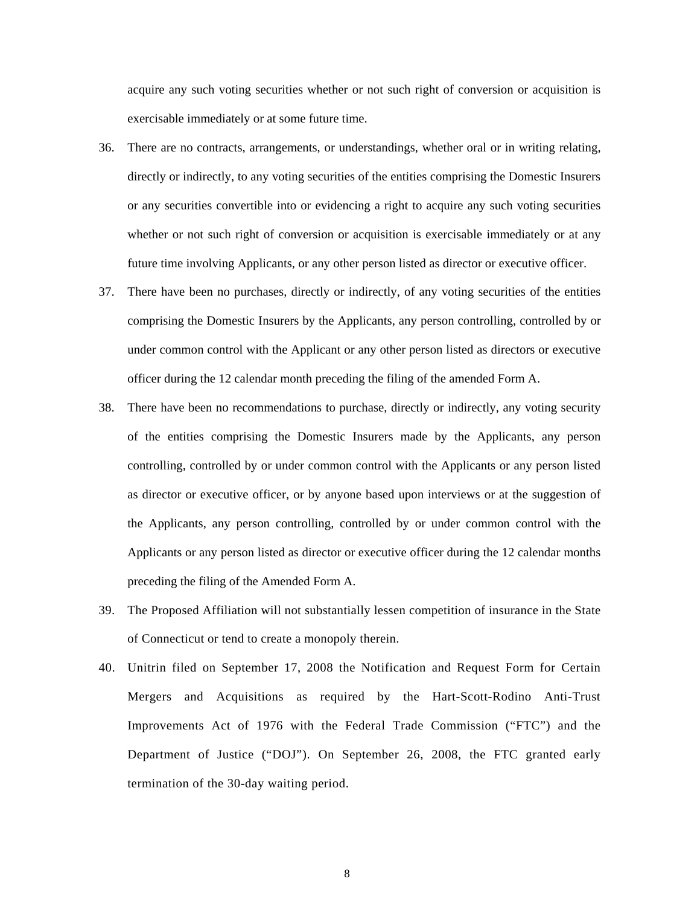acquire any such voting securities whether or not such right of conversion or acquisition is exercisable immediately or at some future time.

36. There are no contracts, arrangements, or understandings, whether oral or in writing relating, directly or indirectly, to any voting securities of the entities comprising the Domestic Insurers or any securities convertible into or evidencing a right to acquire any such voting securities whether or not such right of conversion or acquisition is exercisable immediately or at any future time involving Applicants, or any other person listed as director or executive officer.

37. There have been no purchases, directly or indirectly, of any voting securities of the entities comprising the Domestic Insurers by the Applicants, any person controlling, controlled by or under common control with the Applicant or any other person listed as directors or executive officer during the 12 calendar month preceding the filing of the amended Form A.

38. There have been no recommendations to purchase, directly or indirectly, any voting security of the entities comprising the Domestic Insurers made by the Applicants, any person controlling, controlled by or under common control with the Applicants or any person listed as director or executive officer, or by anyone based upon interviews or at the suggestion of the Applicants, any person controlling, controlled by or under common control with the Applicants or any person listed as director or executive officer during the 12 calendar months preceding the filing of the Amended Form A.

39. The Proposed Affiliation will not substantially lessen competition of insurance in the State of Connecticut or tend to create a monopoly therein.

40. Unitrin filed on September 17, 2008 the Notification and Request Form for Certain Mergers and Acquisitions as required by the Hart-Scott-Rodino Anti-Trust Improvements Act of 1976 with the Federal Trade Commission ("FTC") and the Department of Justice ("DOJ"). On September 26, 2008, the FTC granted early termination of the 30-day waiting period.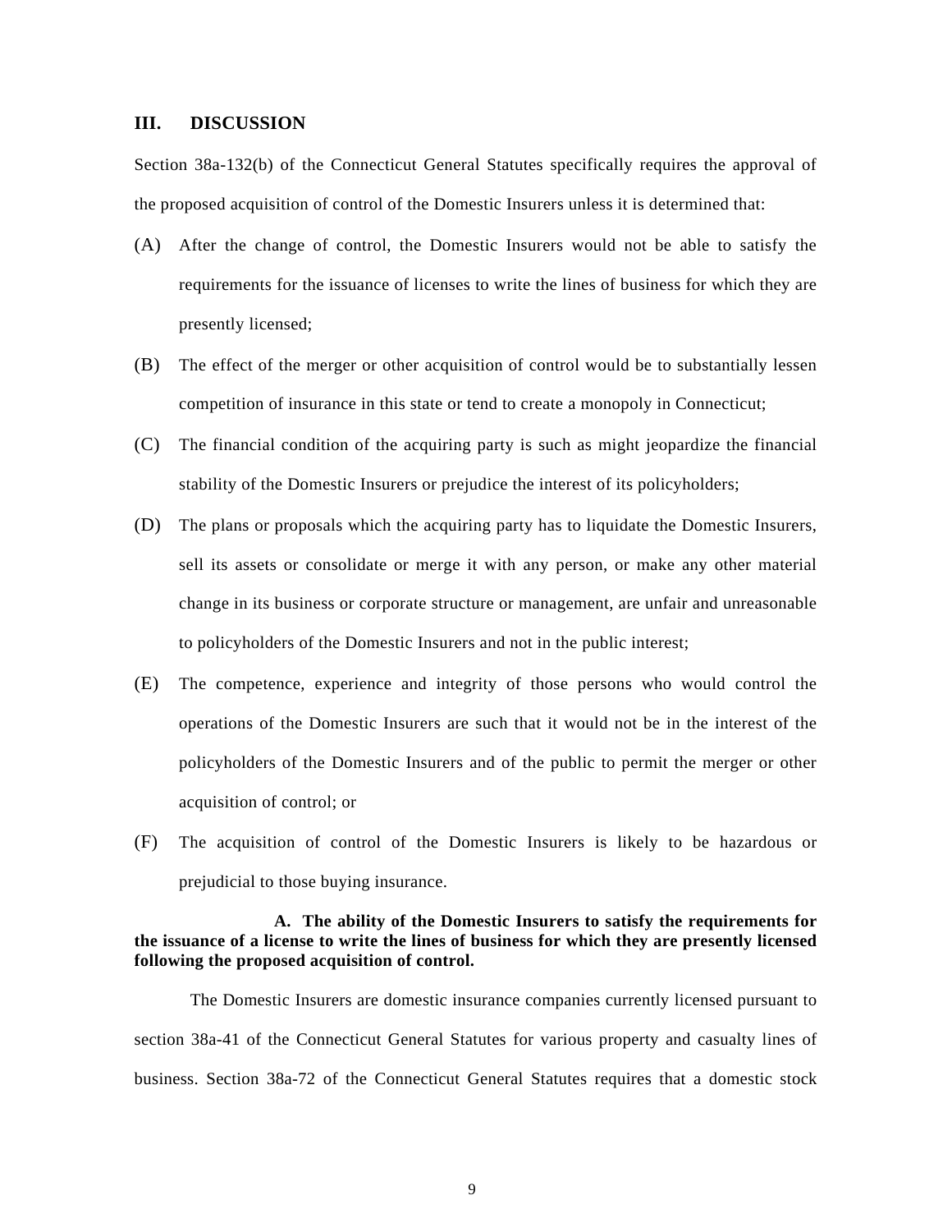## III. DISCUSSION

Section 38a-132(b) of the Connecticut General Statutes specifically requires the approval of the proposed acquisition of control of the Domestic Insurers unless it is determined that:

(A) After the change of control, the Domestic Insurers would not be able to satisfy the requirements for the issuance of licenses to write the lines of business for which they are presently licensed;

(B) The effect of the merger or other acquisition of control would be to substantially lessen competition of insurance in this state or tend to create a monopoly in Connecticut;

(C) The financial condition of the acquiring party is such as might jeopardize the financial stability of the Domestic Insurers or prejudice the interest of its policyholders;

(D) The plans or proposals which the acquiring party has to liquidate the Domestic Insurers, sell its assets or consolidate or merge it with any person, or make any other material change in its business or corporate structure or management, are unfair and unreasonable to policyholders of the Domestic Insurers and not in the public interest;

(E) The competence, experience and integrity of those persons who would control the operations of the Domestic Insurers are such that it would not be in the interest of the policyholders of the Domestic Insurers and of the public to permit the merger or other acquisition of control; or

(F) The acquisition of control of the Domestic Insurers is likely to be hazardous or prejudicial to those buying insurance.

### A. The ability of the Domestic Insurers to satisfy the requirements for the issuance of a license to write the lines of business for which they are presently licensed following the proposed acquisition of control.

The Domestic Insurers are domestic insurance companies currently licensed pursuant to section 38a-41 of the Connecticut General Statutes for various property and casualty lines of business. Section 38a-72 of the Connecticut General Statutes requires that a domestic stock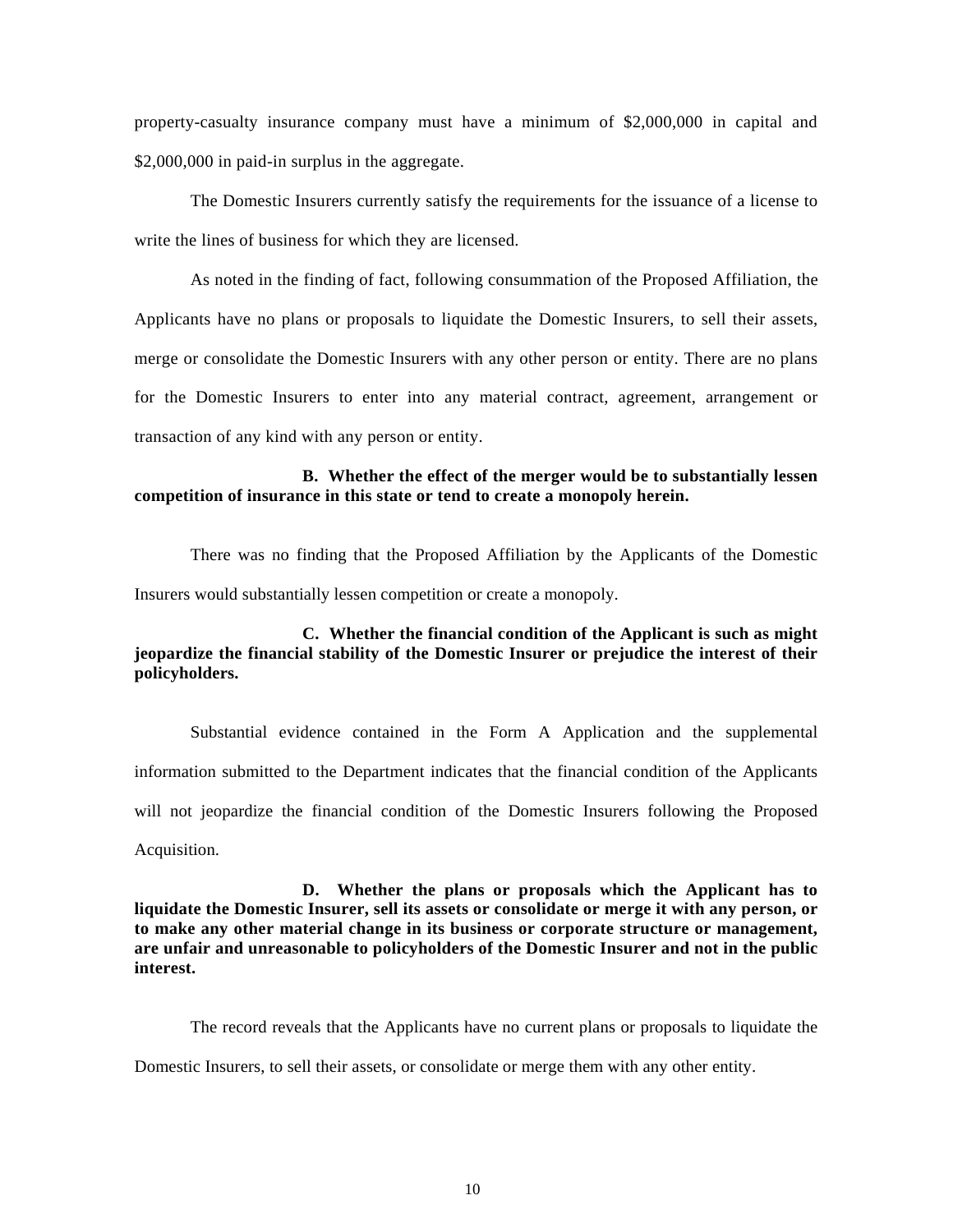property-casualty insurance company must have a minimum of $2,000,000 in capital and $2,000,000 in paid-in surplus in the aggregate.

The Domestic Insurers currently satisfy the requirements for the issuance of a license to write the lines of business for which they are licensed.

As noted in the finding of fact, following consummation of the Proposed Affiliation, the Applicants have no plans or proposals to liquidate the Domestic Insurers, to sell their assets, merge or consolidate the Domestic Insurers with any other person or entity. There are no plans for the Domestic Insurers to enter into any material contract, agreement, arrangement or transaction of any kind with any person or entity.

**B. Whether the effect of the merger would be to substantially lessen competition of insurance in this state or tend to create a monopoly herein.**

There was no finding that the Proposed Affiliation by the Applicants of the Domestic Insurers would substantially lessen competition or create a monopoly.

**C. Whether the financial condition of the Applicant is such as might jeopardize the financial stability of the Domestic Insurer or prejudice the interest of their policyholders.**

Substantial evidence contained in the Form A Application and the supplemental information submitted to the Department indicates that the financial condition of the Applicants will not jeopardize the financial condition of the Domestic Insurers following the Proposed Acquisition.

**D. Whether the plans or proposals which the Applicant has to liquidate the Domestic Insurer, sell its assets or consolidate or merge it with any person, or to make any other material change in its business or corporate structure or management, are unfair and unreasonable to policyholders of the Domestic Insurer and not in the public interest.**

The record reveals that the Applicants have no current plans or proposals to liquidate the Domestic Insurers, to sell their assets, or consolidate or merge them with any other entity.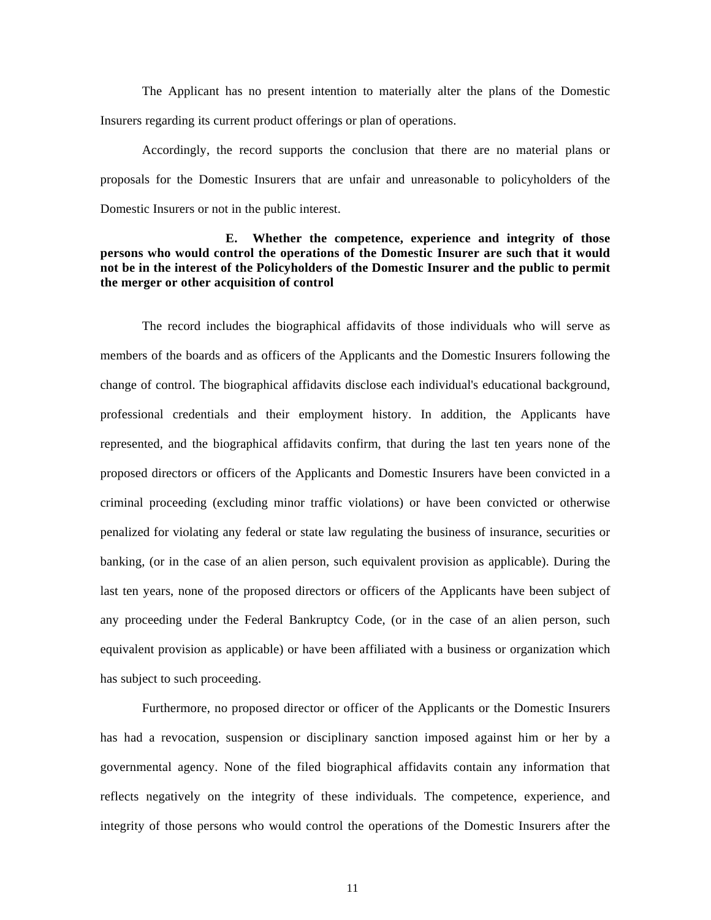The Applicant has no present intention to materially alter the plans of the Domestic Insurers regarding its current product offerings or plan of operations.

Accordingly, the record supports the conclusion that there are no material plans or proposals for the Domestic Insurers that are unfair and unreasonable to policyholders of the Domestic Insurers or not in the public interest.

**E. Whether the competence, experience and integrity of those persons who would control the operations of the Domestic Insurer are such that it would not be in the interest of the Policyholders of the Domestic Insurer and the public to permit the merger or other acquisition of control**

The record includes the biographical affidavits of those individuals who will serve as members of the boards and as officers of the Applicants and the Domestic Insurers following the change of control. The biographical affidavits disclose each individual's educational background, professional credentials and their employment history. In addition, the Applicants have represented, and the biographical affidavits confirm, that during the last ten years none of the proposed directors or officers of the Applicants and Domestic Insurers have been convicted in a criminal proceeding (excluding minor traffic violations) or have been convicted or otherwise penalized for violating any federal or state law regulating the business of insurance, securities or banking, (or in the case of an alien person, such equivalent provision as applicable). During the last ten years, none of the proposed directors or officers of the Applicants have been subject of any proceeding under the Federal Bankruptcy Code, (or in the case of an alien person, such equivalent provision as applicable) or have been affiliated with a business or organization which has subject to such proceeding.

Furthermore, no proposed director or officer of the Applicants or the Domestic Insurers has had a revocation, suspension or disciplinary sanction imposed against him or her by a governmental agency. None of the filed biographical affidavits contain any information that reflects negatively on the integrity of these individuals. The competence, experience, and integrity of those persons who would control the operations of the Domestic Insurers after the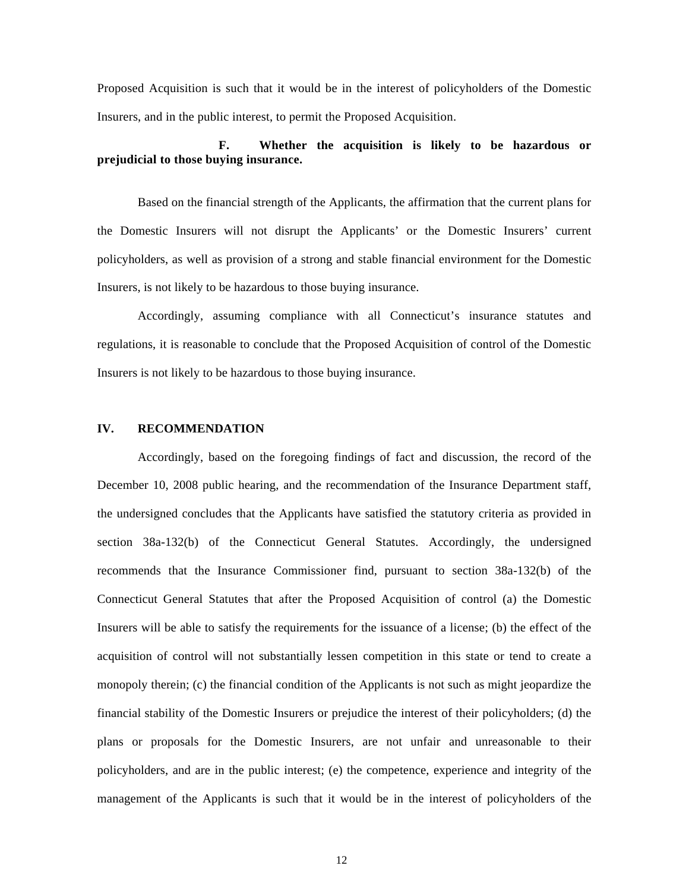Proposed Acquisition is such that it would be in the interest of policyholders of the Domestic Insurers, and in the public interest, to permit the Proposed Acquisition.

**F. Whether the acquisition is likely to be hazardous or prejudicial to those buying insurance.**

Based on the financial strength of the Applicants, the affirmation that the current plans for the Domestic Insurers will not disrupt the Applicants' or the Domestic Insurers' current policyholders, as well as provision of a strong and stable financial environment for the Domestic Insurers, is not likely to be hazardous to those buying insurance.

Accordingly, assuming compliance with all Connecticut's insurance statutes and regulations, it is reasonable to conclude that the Proposed Acquisition of control of the Domestic Insurers is not likely to be hazardous to those buying insurance.

## IV. RECOMMENDATION

Accordingly, based on the foregoing findings of fact and discussion, the record of the December 10, 2008 public hearing, and the recommendation of the Insurance Department staff, the undersigned concludes that the Applicants have satisfied the statutory criteria as provided in section 38a-132(b) of the Connecticut General Statutes. Accordingly, the undersigned recommends that the Insurance Commissioner find, pursuant to section 38a-132(b) of the Connecticut General Statutes that after the Proposed Acquisition of control (a) the Domestic Insurers will be able to satisfy the requirements for the issuance of a license; (b) the effect of the acquisition of control will not substantially lessen competition in this state or tend to create a monopoly therein; (c) the financial condition of the Applicants is not such as might jeopardize the financial stability of the Domestic Insurers or prejudice the interest of their policyholders; (d) the plans or proposals for the Domestic Insurers, are not unfair and unreasonable to their policyholders, and are in the public interest; (e) the competence, experience and integrity of the management of the Applicants is such that it would be in the interest of policyholders of the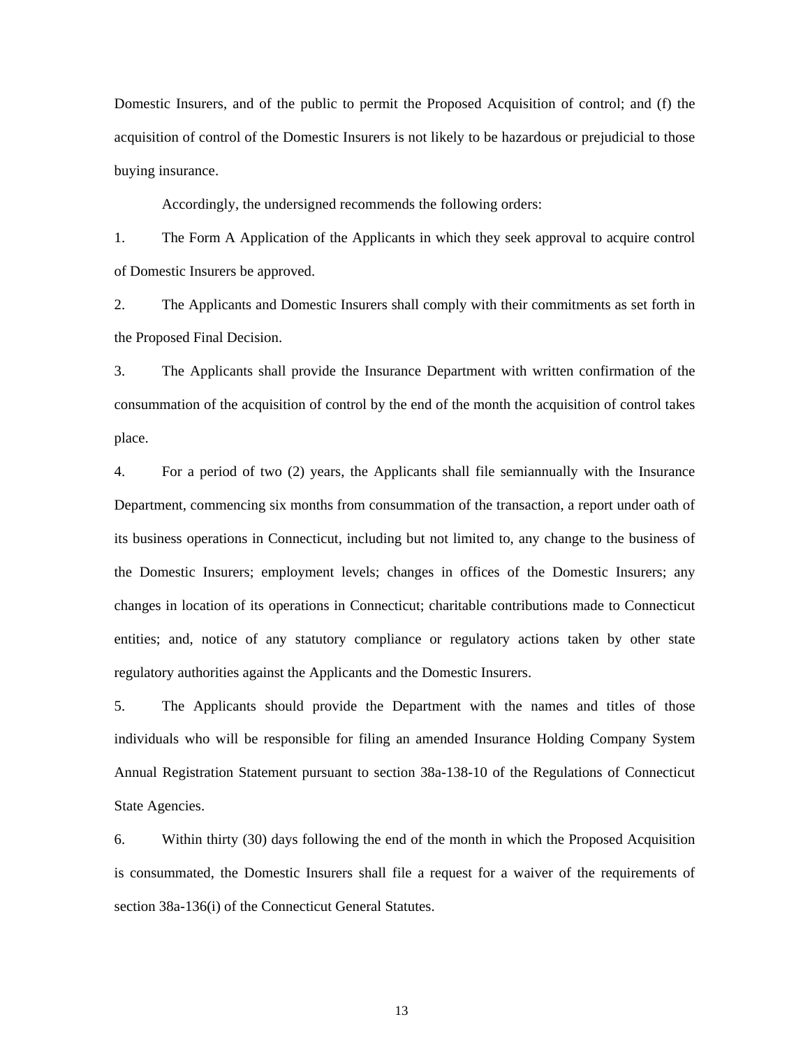Domestic Insurers, and of the public to permit the Proposed Acquisition of control; and (f) the acquisition of control of the Domestic Insurers is not likely to be hazardous or prejudicial to those buying insurance.

Accordingly, the undersigned recommends the following orders:

1. The Form A Application of the Applicants in which they seek approval to acquire control of Domestic Insurers be approved.

2. The Applicants and Domestic Insurers shall comply with their commitments as set forth in the Proposed Final Decision.

3. The Applicants shall provide the Insurance Department with written confirmation of the consummation of the acquisition of control by the end of the month the acquisition of control takes place.

4. For a period of two (2) years, the Applicants shall file semiannually with the Insurance Department, commencing six months from consummation of the transaction, a report under oath of its business operations in Connecticut, including but not limited to, any change to the business of the Domestic Insurers; employment levels; changes in offices of the Domestic Insurers; any changes in location of its operations in Connecticut; charitable contributions made to Connecticut entities; and, notice of any statutory compliance or regulatory actions taken by other state regulatory authorities against the Applicants and the Domestic Insurers.

5. The Applicants should provide the Department with the names and titles of those individuals who will be responsible for filing an amended Insurance Holding Company System Annual Registration Statement pursuant to section 38a-138-10 of the Regulations of Connecticut State Agencies.

6. Within thirty (30) days following the end of the month in which the Proposed Acquisition is consummated, the Domestic Insurers shall file a request for a waiver of the requirements of section 38a-136(i) of the Connecticut General Statutes.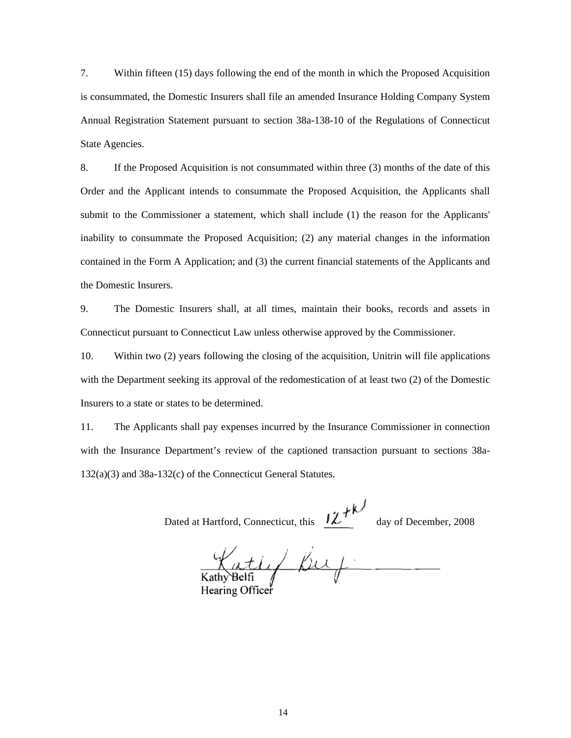7. Within fifteen (15) days following the end of the month in which the Proposed Acquisition is consummated, the Domestic Insurers shall file an amended Insurance Holding Company System Annual Registration Statement pursuant to section 38a-138-10 of the Regulations of Connecticut State Agencies.

8. If the Proposed Acquisition is not consummated within three (3) months of the date of this Order and the Applicant intends to consummate the Proposed Acquisition, the Applicants shall submit to the Commissioner a statement, which shall include (1) the reason for the Applicants' inability to consummate the Proposed Acquisition; (2) any material changes in the information contained in the Form A Application; and (3) the current financial statements of the Applicants and the Domestic Insurers.

9. The Domestic Insurers shall, at all times, maintain their books, records and assets in Connecticut pursuant to Connecticut Law unless otherwise approved by the Commissioner.

10. Within two (2) years following the closing of the acquisition, Unitrin will file applications with the Department seeking its approval of the redomestication of at least two (2) of the Domestic Insurers to a state or states to be determined.

11. The Applicants shall pay expenses incurred by the Insurance Commissioner in connection with the Insurance Department's review of the captioned transaction pursuant to sections 38a-132(a)(3) and 38a-132(c) of the Connecticut General Statutes.

Dated at Hartford, Connecticut, this 12th day of December, 2008

Kathy Belfi
Hearing Officer